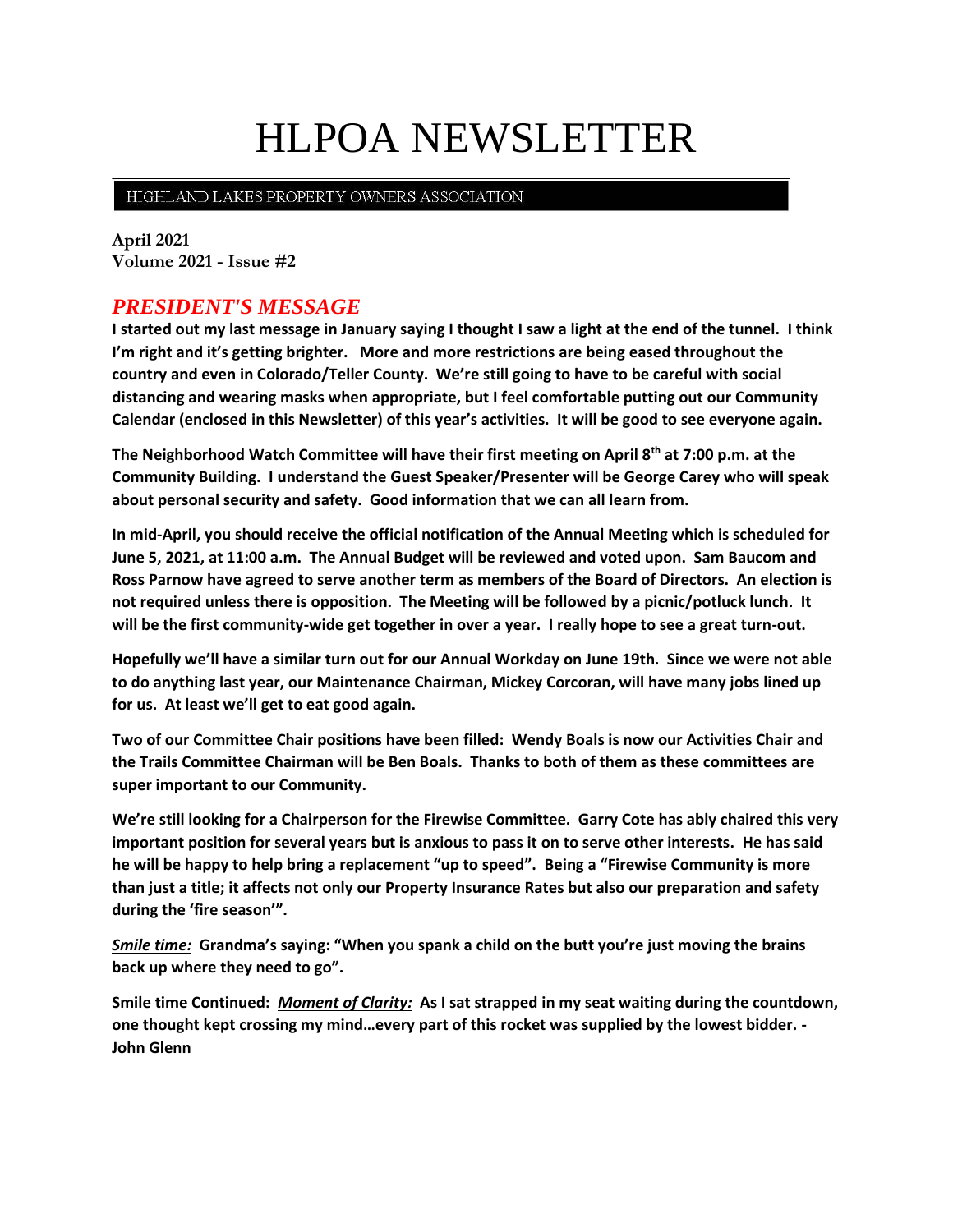# HLPOA NEWSLETTER

HIGHLAND LAKES PROPERTY OWNERS ASSOCIATION

**April 2021**
**Volume 2021 - Issue #2**

## *PRESIDENT'S MESSAGE*

**I started out my last message in January saying I thought I saw a light at the end of the tunnel. I think I'm right and it's getting brighter. More and more restrictions are being eased throughout the country and even in Colorado/Teller County. We're still going to have to be careful with social distancing and wearing masks when appropriate, but I feel comfortable putting out our Community Calendar (enclosed in this Newsletter) of this year's activities. It will be good to see everyone again.**

**The Neighborhood Watch Committee will have their first meeting on April 8th at 7:00 p.m. at the Community Building. I understand the Guest Speaker/Presenter will be George Carey who will speak about personal security and safety. Good information that we can all learn from.**

**In mid-April, you should receive the official notification of the Annual Meeting which is scheduled for June 5, 2021, at 11:00 a.m. The Annual Budget will be reviewed and voted upon. Sam Baucom and Ross Parnow have agreed to serve another term as members of the Board of Directors. An election is not required unless there is opposition. The Meeting will be followed by a picnic/potluck lunch. It will be the first community-wide get together in over a year. I really hope to see a great turn-out.**

**Hopefully we'll have a similar turn out for our Annual Workday on June 19th. Since we were not able to do anything last year, our Maintenance Chairman, Mickey Corcoran, will have many jobs lined up for us. At least we'll get to eat good again.**

**Two of our Committee Chair positions have been filled: Wendy Boals is now our Activities Chair and the Trails Committee Chairman will be Ben Boals. Thanks to both of them as these committees are super important to our Community.**

**We're still looking for a Chairperson for the Firewise Committee. Garry Cote has ably chaired this very important position for several years but is anxious to pass it on to serve other interests. He has said he will be happy to help bring a replacement "up to speed". Being a "Firewise Community is more than just a title; it affects not only our Property Insurance Rates but also our preparation and safety during the 'fire season'".**

***<u>Smile time:</u>*** **Grandma's saying: "When you spank a child on the butt you're just moving the brains back up where they need to go".**

**Smile time Continued: *<u>Moment of Clarity:</u>* As I sat strapped in my seat waiting during the countdown, one thought kept crossing my mind…every part of this rocket was supplied by the lowest bidder. - John Glenn**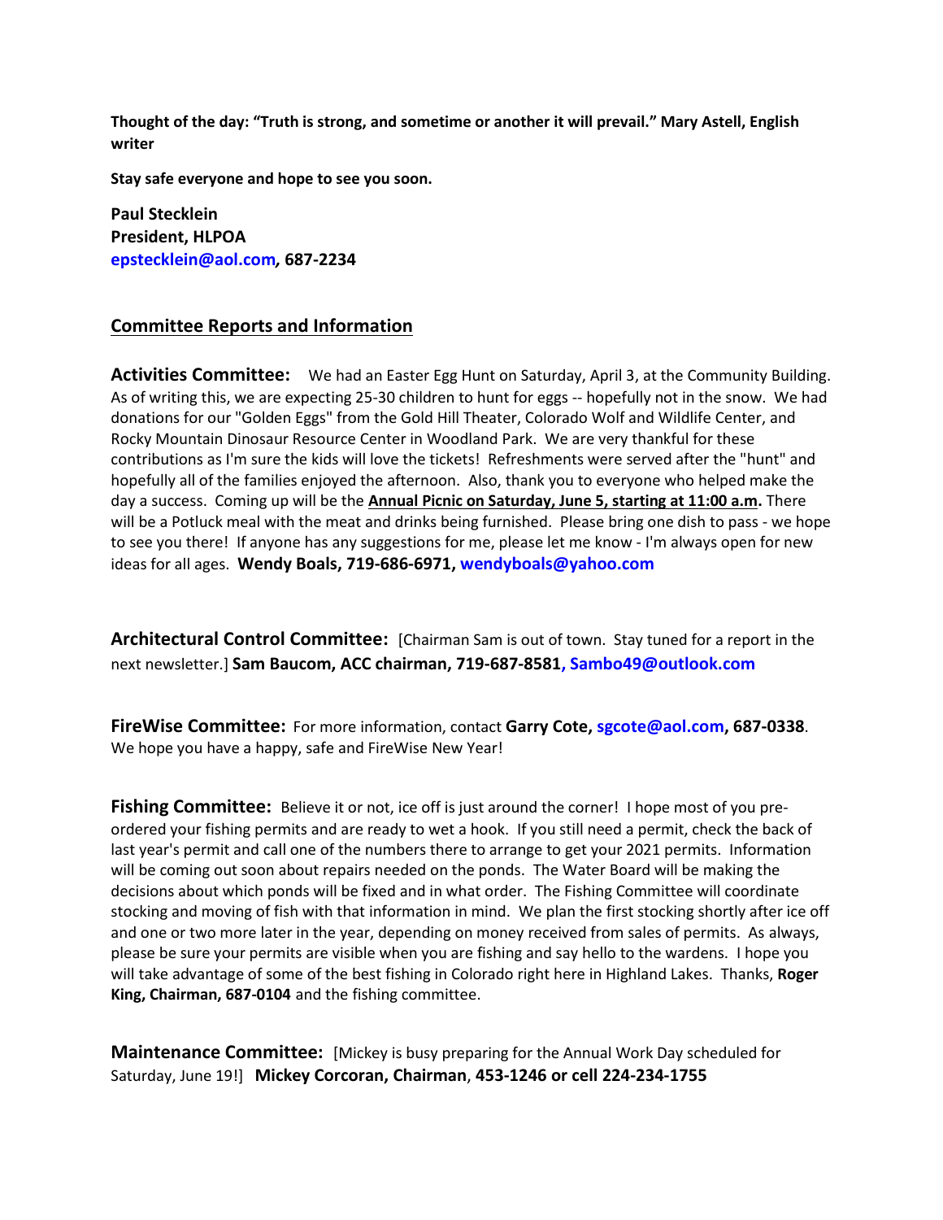**Thought of the day: "Truth is strong, and sometime or another it will prevail." Mary Astell, English writer**

**Stay safe everyone and hope to see you soon.**

**Paul Stecklein**
**President, HLPOA**
**epstecklein@aol.com*, 687-2234***

## Committee Reports and Information

**Activities Committee:** We had an Easter Egg Hunt on Saturday, April 3, at the Community Building. As of writing this, we are expecting 25-30 children to hunt for eggs -- hopefully not in the snow. We had donations for our "Golden Eggs" from the Gold Hill Theater, Colorado Wolf and Wildlife Center, and Rocky Mountain Dinosaur Resource Center in Woodland Park. We are very thankful for these contributions as I'm sure the kids will love the tickets! Refreshments were served after the "hunt" and hopefully all of the families enjoyed the afternoon. Also, thank you to everyone who helped make the day a success. Coming up will be the **Annual Picnic on Saturday, June 5, starting at 11:00 a.m.** There will be a Potluck meal with the meat and drinks being furnished. Please bring one dish to pass - we hope to see you there! If anyone has any suggestions for me, please let me know - I'm always open for new ideas for all ages. **Wendy Boals, 719-686-6971, wendyboals@yahoo.com**

**Architectural Control Committee:** [Chairman Sam is out of town. Stay tuned for a report in the next newsletter.] **Sam Baucom, ACC chairman, 719-687-8581, Sambo49@outlook.com**

**FireWise Committee:** For more information, contact **Garry Cote, sgcote@aol.com, 687-0338**. We hope you have a happy, safe and FireWise New Year!

**Fishing Committee:** Believe it or not, ice off is just around the corner! I hope most of you pre-ordered your fishing permits and are ready to wet a hook. If you still need a permit, check the back of last year's permit and call one of the numbers there to arrange to get your 2021 permits. Information will be coming out soon about repairs needed on the ponds. The Water Board will be making the decisions about which ponds will be fixed and in what order. The Fishing Committee will coordinate stocking and moving of fish with that information in mind. We plan the first stocking shortly after ice off and one or two more later in the year, depending on money received from sales of permits. As always, please be sure your permits are visible when you are fishing and say hello to the wardens. I hope you will take advantage of some of the best fishing in Colorado right here in Highland Lakes. Thanks, **Roger King, Chairman, 687-0104** and the fishing committee.

**Maintenance Committee:** [Mickey is busy preparing for the Annual Work Day scheduled for Saturday, June 19!] **Mickey Corcoran, Chairman**, **453-1246 or cell 224-234-1755**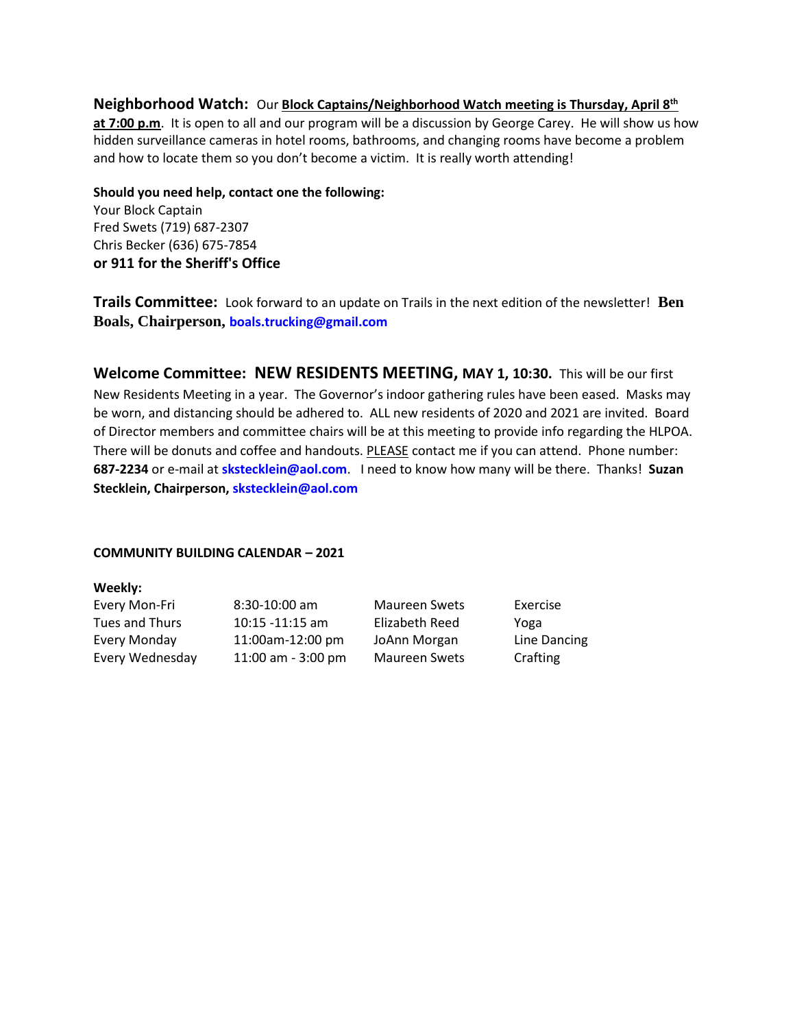**Neighborhood Watch:** Our **Block Captains/Neighborhood Watch meeting is Thursday, April 8th at 7:00 p.m**. It is open to all and our program will be a discussion by George Carey. He will show us how hidden surveillance cameras in hotel rooms, bathrooms, and changing rooms have become a problem and how to locate them so you don't become a victim. It is really worth attending!

**Should you need help, contact one the following:**
Your Block Captain
Fred Swets (719) 687-2307
Chris Becker (636) 675-7854
**or 911 for the Sheriff's Office**

**Trails Committee:** Look forward to an update on Trails in the next edition of the newsletter! **Ben Boals, Chairperson, boals.trucking@gmail.com**

**Welcome Committee: NEW RESIDENTS MEETING, MAY 1, 10:30.** This will be our first New Residents Meeting in a year. The Governor's indoor gathering rules have been eased. Masks may be worn, and distancing should be adhered to. ALL new residents of 2020 and 2021 are invited. Board of Director members and committee chairs will be at this meeting to provide info regarding the HLPOA. There will be donuts and coffee and handouts. PLEASE contact me if you can attend. Phone number: **687-2234** or e-mail at **skstecklein@aol.com**. I need to know how many will be there. Thanks! **Suzan Stecklein, Chairperson, skstecklein@aol.com**

**COMMUNITY BUILDING CALENDAR – 2021**

**Weekly:**

| | | | |
|---|---|---|---|
| Every Mon-Fri | 8:30-10:00 am | Maureen Swets | Exercise |
| Tues and Thurs | 10:15 -11:15 am | Elizabeth Reed | Yoga |
| Every Monday | 11:00am-12:00 pm | JoAnn Morgan | Line Dancing |
| Every Wednesday | 11:00 am - 3:00 pm | Maureen Swets | Crafting |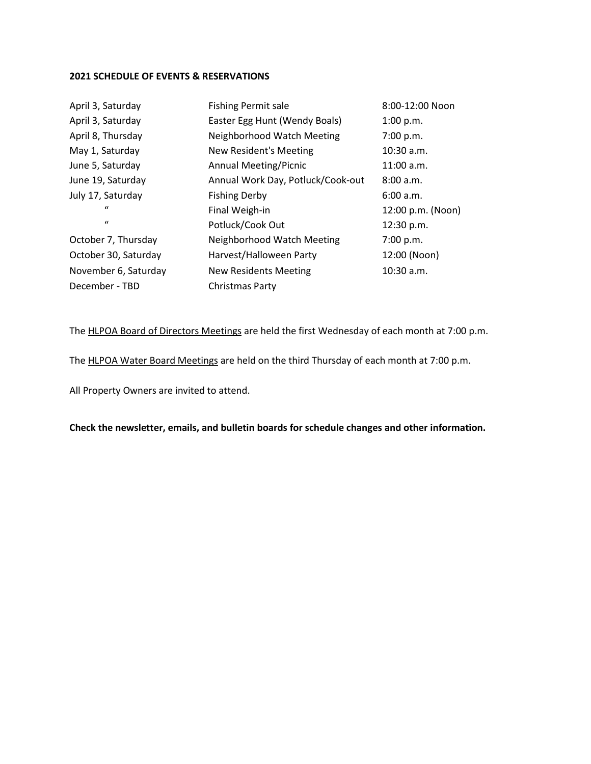**2021 SCHEDULE OF EVENTS & RESERVATIONS**

| | | |
|---|---|---|
| April 3, Saturday | Fishing Permit sale | 8:00-12:00 Noon |
| April 3, Saturday | Easter Egg Hunt (Wendy Boals) | 1:00 p.m. |
| April 8, Thursday | Neighborhood Watch Meeting | 7:00 p.m. |
| May 1, Saturday | New Resident's Meeting | 10:30 a.m. |
| June 5, Saturday | Annual Meeting/Picnic | 11:00 a.m. |
| June 19, Saturday | Annual Work Day, Potluck/Cook-out | 8:00 a.m. |
| July 17, Saturday | Fishing Derby | 6:00 a.m. |
| " | Final Weigh-in | 12:00 p.m. (Noon) |
| " | Potluck/Cook Out | 12:30 p.m. |
| October 7, Thursday | Neighborhood Watch Meeting | 7:00 p.m. |
| October 30, Saturday | Harvest/Halloween Party | 12:00 (Noon) |
| November 6, Saturday | New Residents Meeting | 10:30 a.m. |
| December - TBD | Christmas Party | |

The HLPOA Board of Directors Meetings are held the first Wednesday of each month at 7:00 p.m.

The HLPOA Water Board Meetings are held on the third Thursday of each month at 7:00 p.m.

All Property Owners are invited to attend.

**Check the newsletter, emails, and bulletin boards for schedule changes and other information.**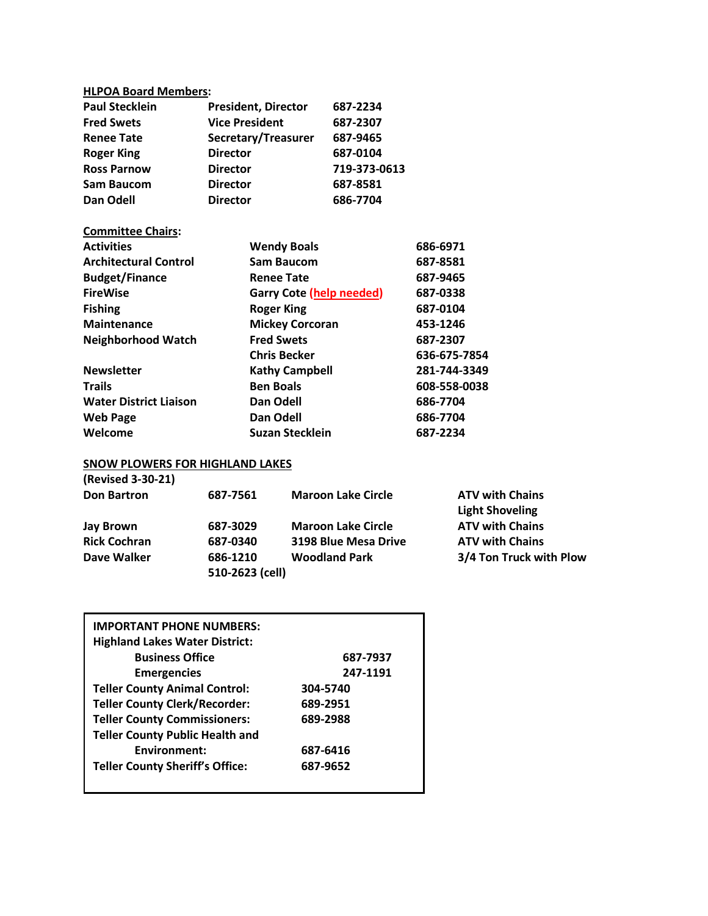**HLPOA Board Members:**

| | | |
|---|---|---|
| **Paul Stecklein** | **President, Director** | **687-2234** |
| **Fred Swets** | **Vice President** | **687-2307** |
| **Renee Tate** | **Secretary/Treasurer** | **687-9465** |
| **Roger King** | **Director** | **687-0104** |
| **Ross Parnow** | **Director** | **719-373-0613** |
| **Sam Baucom** | **Director** | **687-8581** |
| **Dan Odell** | **Director** | **686-7704** |

**Committee Chairs:**

| | | |
|---|---|---|
| **Activities** | **Wendy Boals** | **686-6971** |
| **Architectural Control** | **Sam Baucom** | **687-8581** |
| **Budget/Finance** | **Renee Tate** | **687-9465** |
| **FireWise** | **Garry Cote (help needed)** | **687-0338** |
| **Fishing** | **Roger King** | **687-0104** |
| **Maintenance** | **Mickey Corcoran** | **453-1246** |
| **Neighborhood Watch** | **Fred Swets** | **687-2307** |
| | **Chris Becker** | **636-675-7854** |
| **Newsletter** | **Kathy Campbell** | **281-744-3349** |
| **Trails** | **Ben Boals** | **608-558-0038** |
| **Water District Liaison** | **Dan Odell** | **686-7704** |
| **Web Page** | **Dan Odell** | **686-7704** |
| **Welcome** | **Suzan Stecklein** | **687-2234** |

**SNOW PLOWERS FOR HIGHLAND LAKES**

**(Revised 3-30-21)**

| | | | |
|---|---|---|---|
| **Don Bartron** | **687-7561** | **Maroon Lake Circle** | **ATV with Chains**<br>**Light Shoveling** |
| **Jay Brown** | **687-3029** | **Maroon Lake Circle** | **ATV with Chains** |
| **Rick Cochran** | **687-0340** | **3198 Blue Mesa Drive** | **ATV with Chains** |
| **Dave Walker** | **686-1210**<br>**510-2623 (cell)** | **Woodland Park** | **3/4 Ton Truck with Plow** |

**IMPORTANT PHONE NUMBERS:**

| | |
|---|---|
| **Highland Lakes Water District:** | |
| **Business Office** | **687-7937** |
| **Emergencies** | **247-1191** |
| **Teller County Animal Control:** | **304-5740** |
| **Teller County Clerk/Recorder:** | **689-2951** |
| **Teller County Commissioners:** | **689-2988** |
| **Teller County Public Health and Environment:** | **687-6416** |
| **Teller County Sheriff's Office:** | **687-9652** |